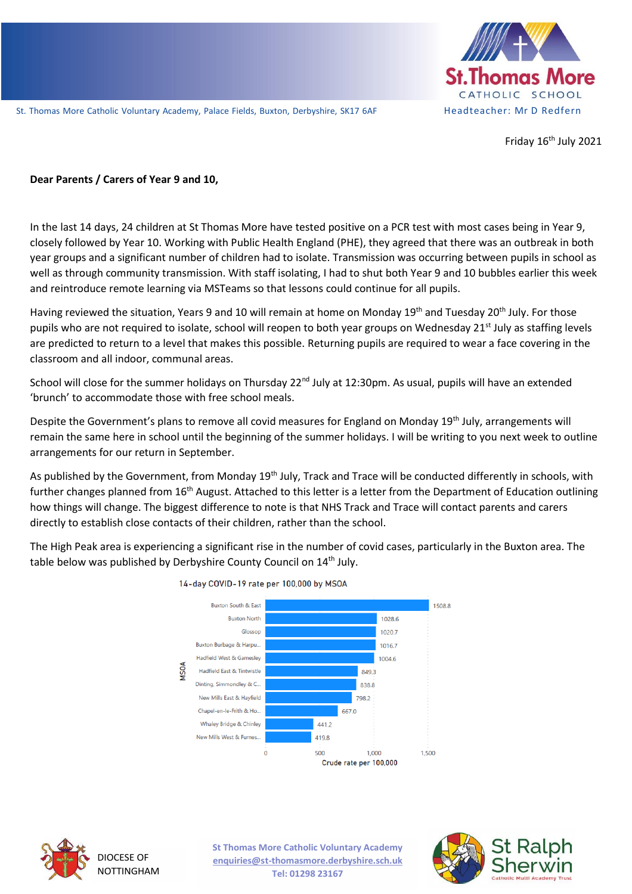St. Thomas More Catholic Voluntary Academy, Palace Fields, Buxton, Derbyshire, SK17 6AF

**St.Thomas More CATHOLIC SCHOOL**

Headteacher: Mr D Redfern

Friday 16th July 2021

**Dear Parents / Carers of Year 9 and 10,**

In the last 14 days, 24 children at St Thomas More have tested positive on a PCR test with most cases being in Year 9, closely followed by Year 10. Working with Public Health England (PHE), they agreed that there was an outbreak in both year groups and a significant number of children had to isolate. Transmission was occurring between pupils in school as well as through community transmission. With staff isolating, I had to shut both Year 9 and 10 bubbles earlier this week and reintroduce remote learning via MSTeams so that lessons could continue for all pupils.

Having reviewed the situation, Years 9 and 10 will remain at home on Monday 19th and Tuesday 20th July. For those pupils who are not required to isolate, school will reopen to both year groups on Wednesday 21st July as staffing levels are predicted to return to a level that makes this possible. Returning pupils are required to wear a face covering in the classroom and all indoor, communal areas.

School will close for the summer holidays on Thursday 22nd July at 12:30pm. As usual, pupils will have an extended 'brunch' to accommodate those with free school meals.

Despite the Government's plans to remove all covid measures for England on Monday 19th July, arrangements will remain the same here in school until the beginning of the summer holidays. I will be writing to you next week to outline arrangements for our return in September.

As published by the Government, from Monday 19th July, Track and Trace will be conducted differently in schools, with further changes planned from 16th August. Attached to this letter is a letter from the Department of Education outlining how things will change. The biggest difference to note is that NHS Track and Trace will contact parents and carers directly to establish close contacts of their children, rather than the school.

The High Peak area is experiencing a significant rise in the number of covid cases, particularly in the Buxton area. The table below was published by Derbyshire County Council on 14th July.

14-day COVID-19 rate per 100,000 by MSOA

| MSOA | Crude rate per 100,000 |
|---|---|
| Buxton South & East | 1508.8 |
| Buxton North | 1028.6 |
| Glossop | 1020.7 |
| Buxton Burbage & Harpu... | 1016.7 |
| Hadfield West & Gamesley | 1004.6 |
| Hadfield East & Tintwistle | 849.3 |
| Dinting, Simmondley & C... | 838.8 |
| New Mills East & Hayfield | 798.2 |
| Chapel-en-le-Frith & Ho... | 667.0 |
| Whaley Bridge & Chinley | 441.2 |
| New Mills West & Furnes... | 419.8 |

DIOCESE OF NOTTINGHAM

St Thomas More Catholic Voluntary Academy
enquiries@st-thomasmore.derbyshire.sch.uk
Tel: 01298 23167

St Ralph Sherwin Catholic Multi Academy Trust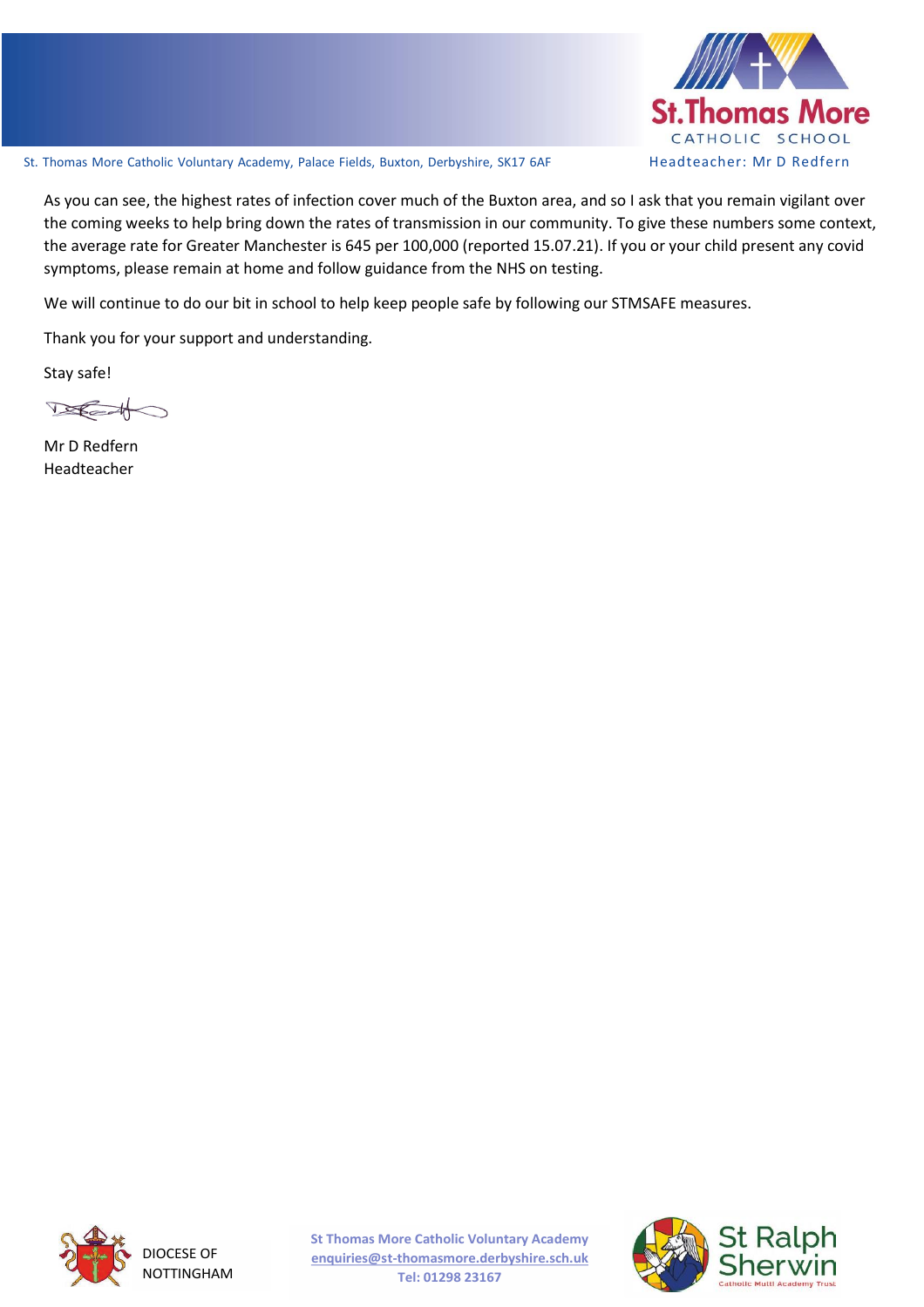As you can see, the highest rates of infection cover much of the Buxton area, and so I ask that you remain vigilant over the coming weeks to help bring down the rates of transmission in our community. To give these numbers some context, the average rate for Greater Manchester is 645 per 100,000 (reported 15.07.21). If you or your child present any covid symptoms, please remain at home and follow guidance from the NHS on testing.

We will continue to do our bit in school to help keep people safe by following our STMSAFE measures.

Thank you for your support and understanding.

Stay safe!

Mr D Redfern  
Headteacher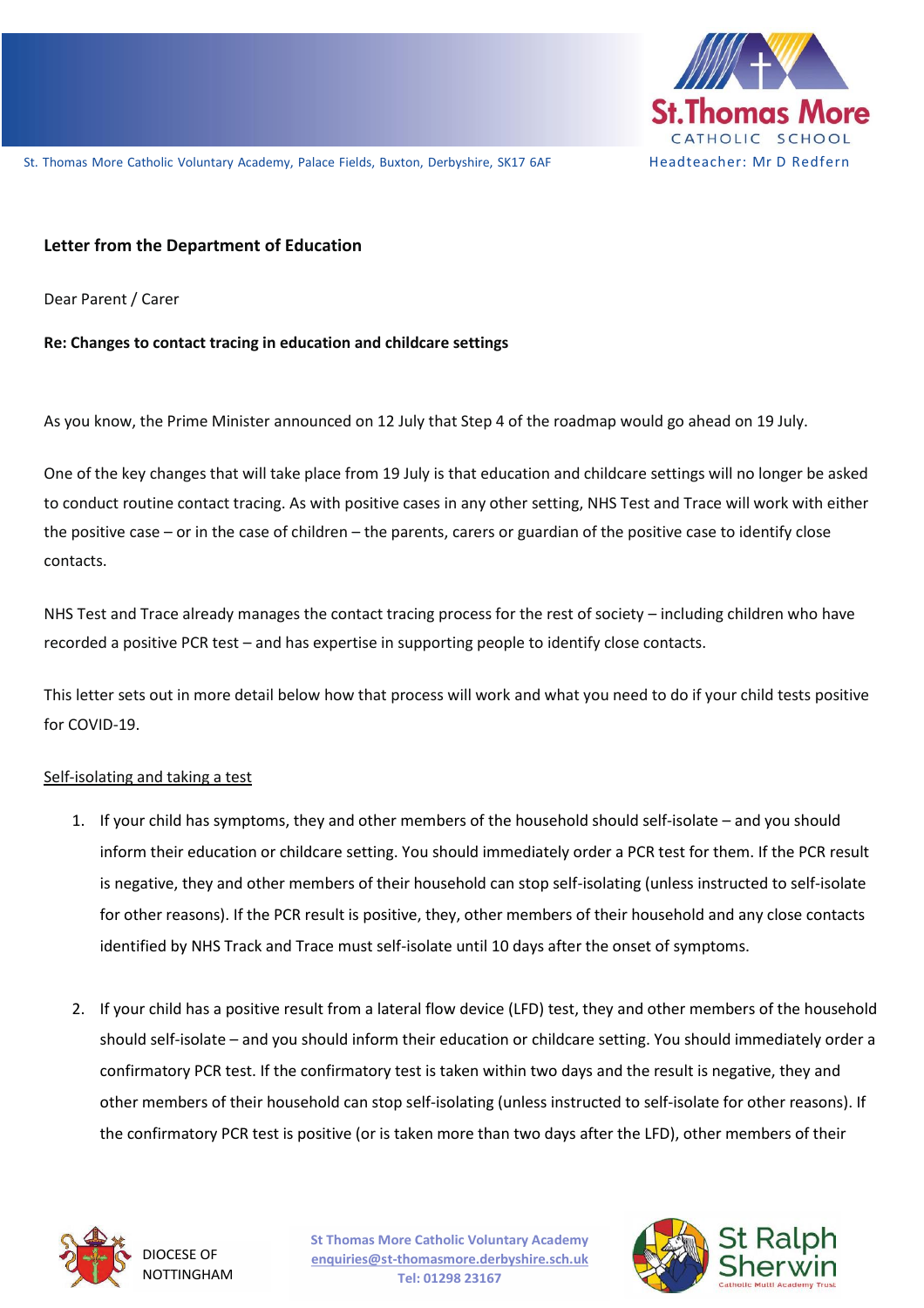**Letter from the Department of Education**

Dear Parent / Carer

**Re: Changes to contact tracing in education and childcare settings**

As you know, the Prime Minister announced on 12 July that Step 4 of the roadmap would go ahead on 19 July.

One of the key changes that will take place from 19 July is that education and childcare settings will no longer be asked to conduct routine contact tracing. As with positive cases in any other setting, NHS Test and Trace will work with either the positive case – or in the case of children – the parents, carers or guardian of the positive case to identify close contacts.

NHS Test and Trace already manages the contact tracing process for the rest of society – including children who have recorded a positive PCR test – and has expertise in supporting people to identify close contacts.

This letter sets out in more detail below how that process will work and what you need to do if your child tests positive for COVID-19.

<u>Self-isolating and taking a test</u>

1. If your child has symptoms, they and other members of the household should self-isolate – and you should inform their education or childcare setting. You should immediately order a PCR test for them. If the PCR result is negative, they and other members of their household can stop self-isolating (unless instructed to self-isolate for other reasons). If the PCR result is positive, they, other members of their household and any close contacts identified by NHS Track and Trace must self-isolate until 10 days after the onset of symptoms.

2. If your child has a positive result from a lateral flow device (LFD) test, they and other members of the household should self-isolate – and you should inform their education or childcare setting. You should immediately order a confirmatory PCR test. If the confirmatory test is taken within two days and the result is negative, they and other members of their household can stop self-isolating (unless instructed to self-isolate for other reasons). If the confirmatory PCR test is positive (or is taken more than two days after the LFD), other members of their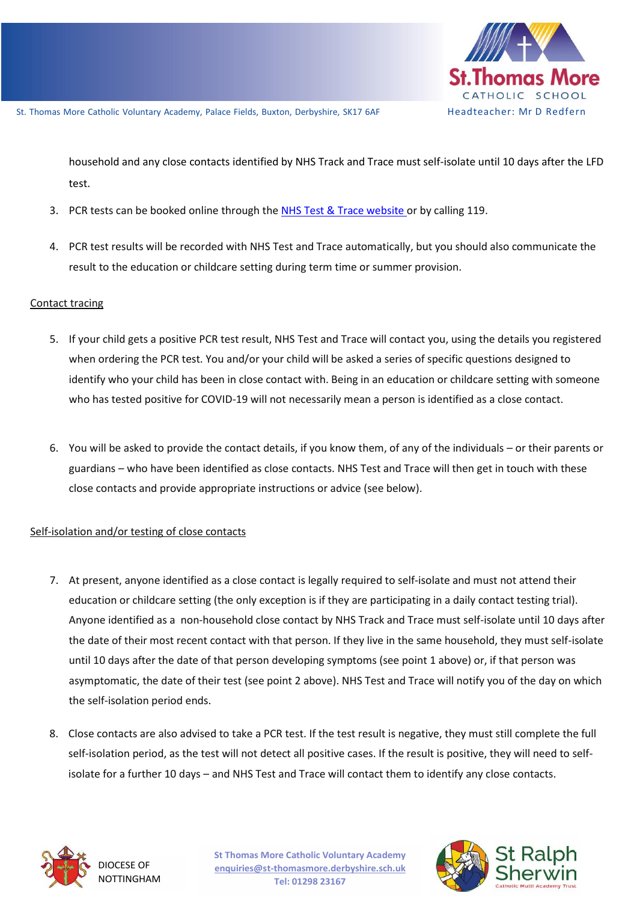household and any close contacts identified by NHS Track and Trace must self-isolate until 10 days after the LFD test.

3. PCR tests can be booked online through the [NHS Test & Trace website](#) or by calling 119.

4. PCR test results will be recorded with NHS Test and Trace automatically, but you should also communicate the result to the education or childcare setting during term time or summer provision.

<u>Contact tracing</u>

5. If your child gets a positive PCR test result, NHS Test and Trace will contact you, using the details you registered when ordering the PCR test. You and/or your child will be asked a series of specific questions designed to identify who your child has been in close contact with. Being in an education or childcare setting with someone who has tested positive for COVID-19 will not necessarily mean a person is identified as a close contact.

6. You will be asked to provide the contact details, if you know them, of any of the individuals – or their parents or guardians – who have been identified as close contacts. NHS Test and Trace will then get in touch with these close contacts and provide appropriate instructions or advice (see below).

<u>Self-isolation and/or testing of close contacts</u>

7. At present, anyone identified as a close contact is legally required to self-isolate and must not attend their education or childcare setting (the only exception is if they are participating in a daily contact testing trial). Anyone identified as a non-household close contact by NHS Track and Trace must self-isolate until 10 days after the date of their most recent contact with that person. If they live in the same household, they must self-isolate until 10 days after the date of that person developing symptoms (see point 1 above) or, if that person was asymptomatic, the date of their test (see point 2 above). NHS Test and Trace will notify you of the day on which the self-isolation period ends.

8. Close contacts are also advised to take a PCR test. If the test result is negative, they must still complete the full self-isolation period, as the test will not detect all positive cases. If the result is positive, they will need to self-isolate for a further 10 days – and NHS Test and Trace will contact them to identify any close contacts.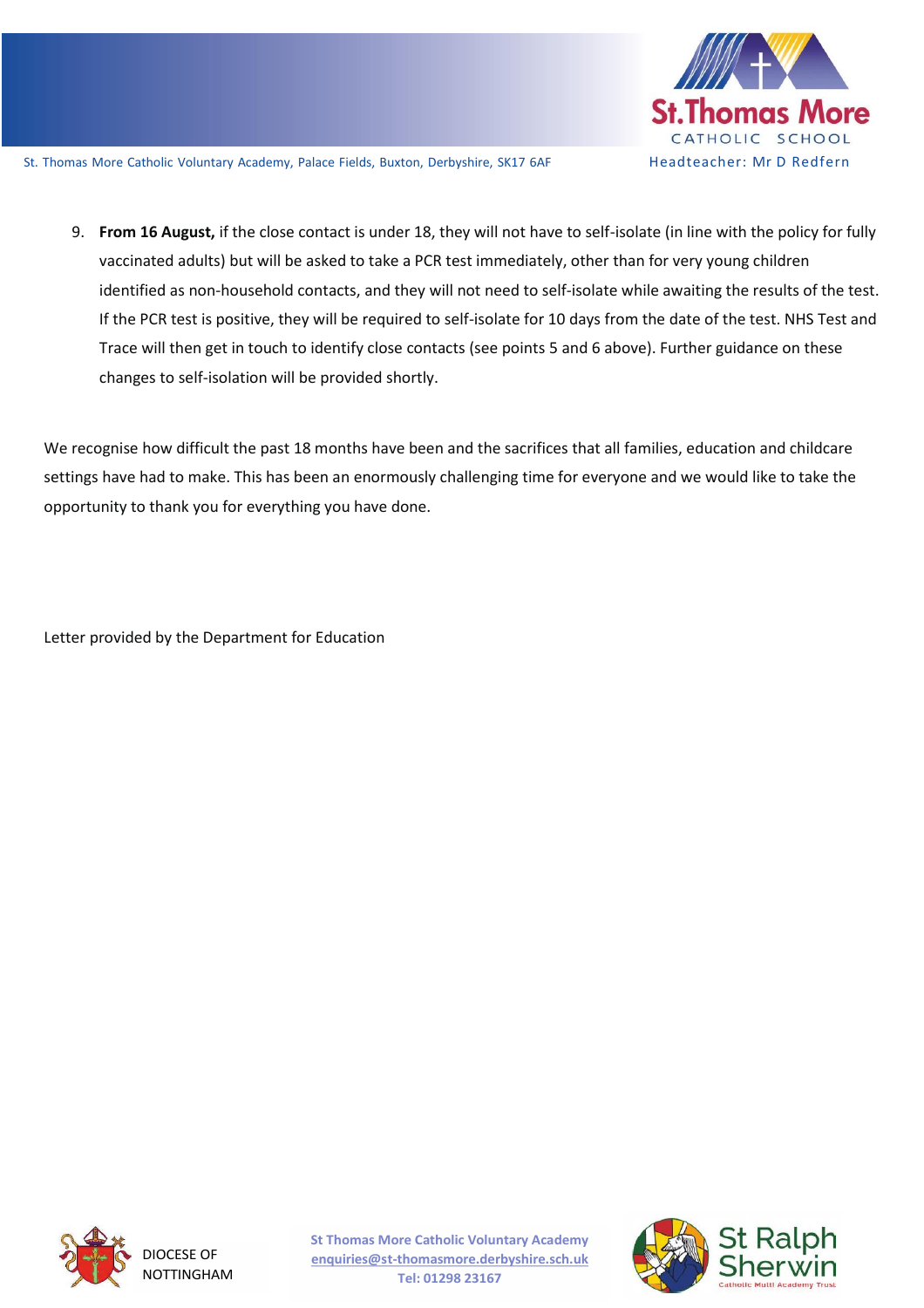9. **From 16 August,** if the close contact is under 18, they will not have to self-isolate (in line with the policy for fully vaccinated adults) but will be asked to take a PCR test immediately, other than for very young children identified as non-household contacts, and they will not need to self-isolate while awaiting the results of the test. If the PCR test is positive, they will be required to self-isolate for 10 days from the date of the test. NHS Test and Trace will then get in touch to identify close contacts (see points 5 and 6 above). Further guidance on these changes to self-isolation will be provided shortly.

We recognise how difficult the past 18 months have been and the sacrifices that all families, education and childcare settings have had to make. This has been an enormously challenging time for everyone and we would like to take the opportunity to thank you for everything you have done.

Letter provided by the Department for Education